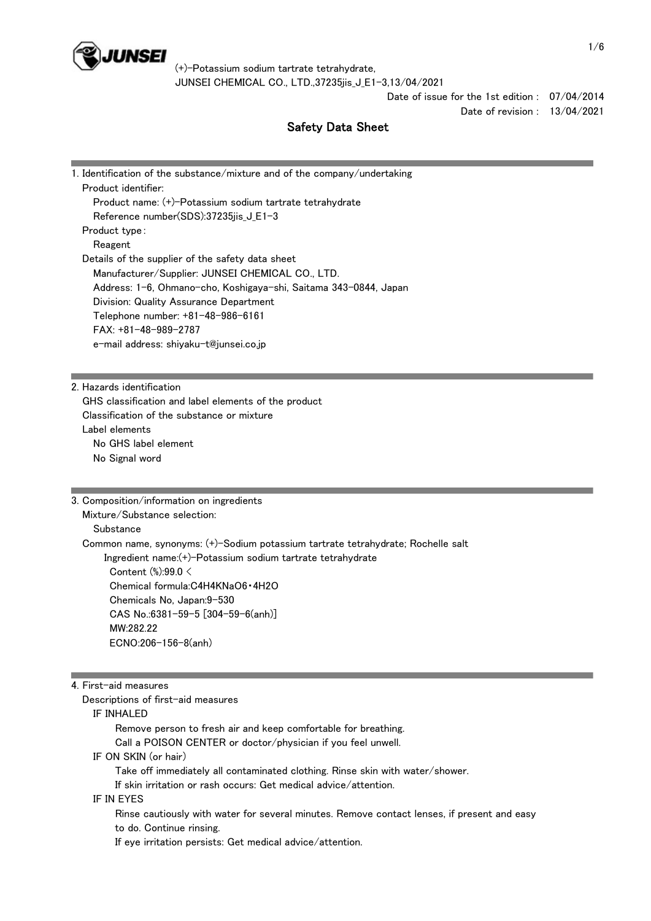# Safety Data Sheet

Date of issue for the 1st edition : 07/04/2014

Date of revision : 13/04/2021

## 1. Identification of the substance/mixture and of the company/undertaking

Product identifier:

Product name: (+)-Potassium sodium tartrate tetrahydrate

Reference number(SDS):37235jis_J_E1-3

Product type:

Reagent

Details of the supplier of the safety data sheet

Manufacturer/Supplier: JUNSEI CHEMICAL CO., LTD.

Address: 1-6, Ohmano-cho, Koshigaya-shi, Saitama 343-0844, Japan

Division: Quality Assurance Department

Telephone number: +81-48-986-6161

FAX: +81-48-989-2787

e-mail address: shiyaku-t@junsei.co.jp

## 2. Hazards identification

GHS classification and label elements of the product

Classification of the substance or mixture

Label elements

No GHS label element

No Signal word

## 3. Composition/information on ingredients

Mixture/Substance selection:

Substance

Common name, synonyms: (+)-Sodium potassium tartrate tetrahydrate; Rochelle salt

Ingredient name:(+)-Potassium sodium tartrate tetrahydrate

Content (%):99.0 <

Chemical formula:$C_4H_4KNaO_6 \cdot 4H_2O$

Chemicals No, Japan:9-530

CAS No.:6381-59-5 [304-59-6(anh)]

MW:282.22

ECNO:206-156-8(anh)

## 4. First-aid measures

Descriptions of first-aid measures

IF INHALED

Remove person to fresh air and keep comfortable for breathing.

Call a POISON CENTER or doctor/physician if you feel unwell.

IF ON SKIN (or hair)

Take off immediately all contaminated clothing. Rinse skin with water/shower.

If skin irritation or rash occurs: Get medical advice/attention.

IF IN EYES

Rinse cautiously with water for several minutes. Remove contact lenses, if present and easy to do. Continue rinsing.

If eye irritation persists: Get medical advice/attention.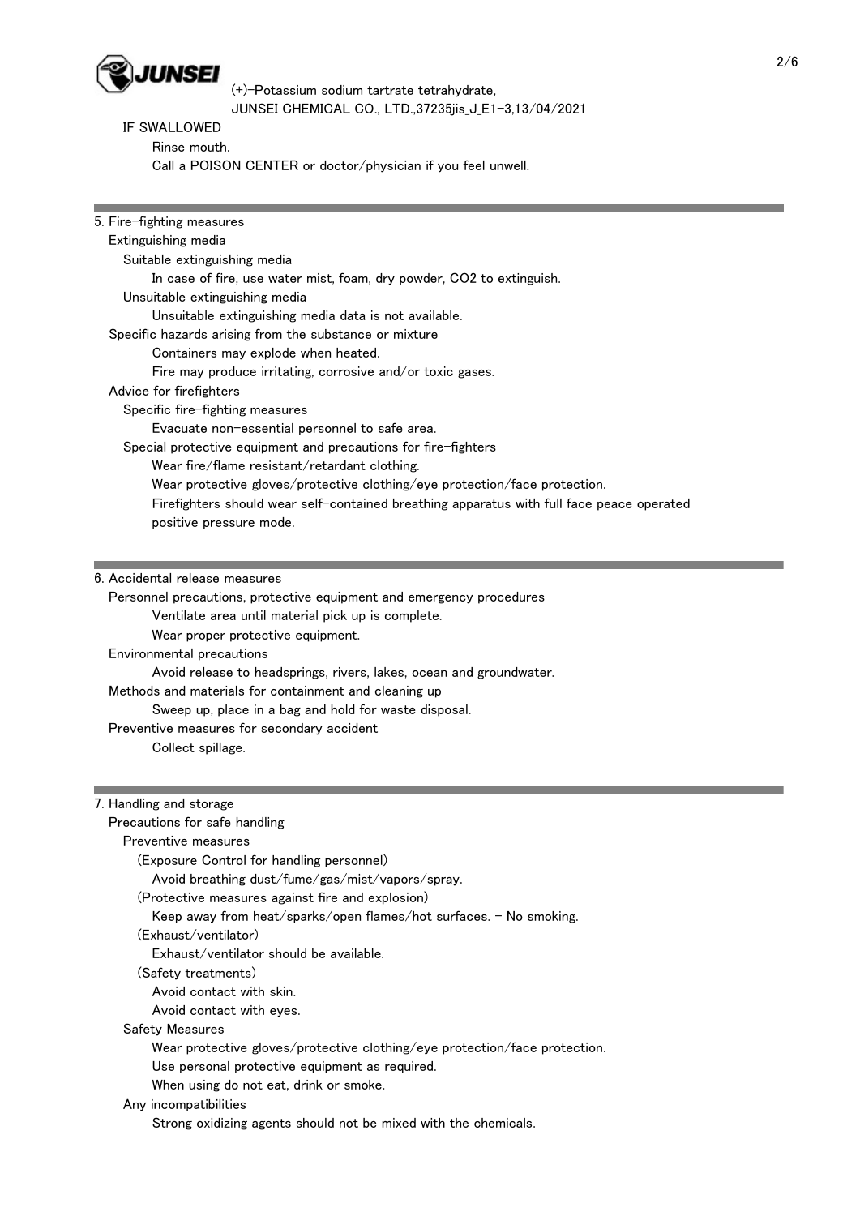IF SWALLOWED

Rinse mouth.

Call a POISON CENTER or doctor/physician if you feel unwell.

## 5. Fire-fighting measures

Extinguishing media

Suitable extinguishing media

In case of fire, use water mist, foam, dry powder, $CO_2$ to extinguish.

Unsuitable extinguishing media

Unsuitable extinguishing media data is not available.

Specific hazards arising from the substance or mixture

Containers may explode when heated.

Fire may produce irritating, corrosive and/or toxic gases.

Advice for firefighters

Specific fire-fighting measures

Evacuate non-essential personnel to safe area.

Special protective equipment and precautions for fire-fighters

Wear fire/flame resistant/retardant clothing.

Wear protective gloves/protective clothing/eye protection/face protection.

Firefighters should wear self-contained breathing apparatus with full face peace operated positive pressure mode.

## 6. Accidental release measures

Personnel precautions, protective equipment and emergency procedures

Ventilate area until material pick up is complete.

Wear proper protective equipment.

Environmental precautions

Avoid release to headsprings, rivers, lakes, ocean and groundwater.

Methods and materials for containment and cleaning up

Sweep up, place in a bag and hold for waste disposal.

Preventive measures for secondary accident

Collect spillage.

## 7. Handling and storage

Precautions for safe handling

Preventive measures

(Exposure Control for handling personnel)

Avoid breathing dust/fume/gas/mist/vapors/spray.

(Protective measures against fire and explosion)

Keep away from heat/sparks/open flames/hot surfaces. - No smoking.

(Exhaust/ventilator)

Exhaust/ventilator should be available.

(Safety treatments)

Avoid contact with skin.

Avoid contact with eyes.

Safety Measures

Wear protective gloves/protective clothing/eye protection/face protection.

Use personal protective equipment as required.

When using do not eat, drink or smoke.

Any incompatibilities

Strong oxidizing agents should not be mixed with the chemicals.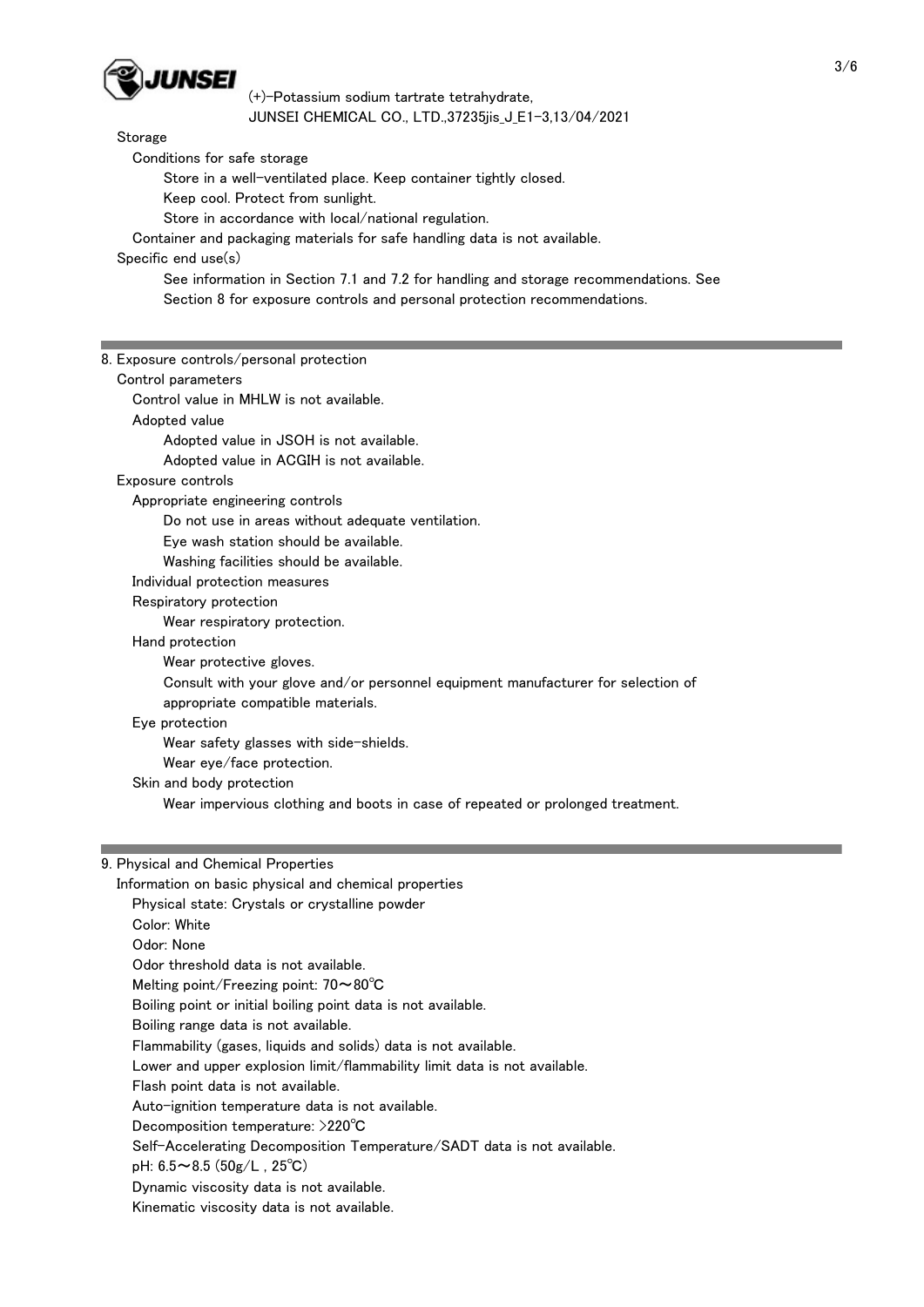Storage

Conditions for safe storage

Store in a well-ventilated place. Keep container tightly closed.

Keep cool. Protect from sunlight.

Store in accordance with local/national regulation.

Container and packaging materials for safe handling data is not available.

Specific end use(s)

See information in Section 7.1 and 7.2 for handling and storage recommendations. See Section 8 for exposure controls and personal protection recommendations.

## 8. Exposure controls/personal protection

Control parameters

Control value in MHLW is not available.

Adopted value

Adopted value in JSOH is not available.

Adopted value in ACGIH is not available.

Exposure controls

Appropriate engineering controls

Do not use in areas without adequate ventilation.

Eye wash station should be available.

Washing facilities should be available.

Individual protection measures

Respiratory protection

Wear respiratory protection.

Hand protection

Wear protective gloves.

Consult with your glove and/or personnel equipment manufacturer for selection of appropriate compatible materials.

Eye protection

Wear safety glasses with side-shields.

Wear eye/face protection.

Skin and body protection

Wear impervious clothing and boots in case of repeated or prolonged treatment.

## 9. Physical and Chemical Properties

Information on basic physical and chemical properties

Physical state: Crystals or crystalline powder

Color: White

Odor: None

Odor threshold data is not available.

Melting point/Freezing point: 70～80℃

Boiling point or initial boiling point data is not available.

Boiling range data is not available.

Flammability (gases, liquids and solids) data is not available.

Lower and upper explosion limit/flammability limit data is not available.

Flash point data is not available.

Auto-ignition temperature data is not available.

Decomposition temperature: >220℃

Self-Accelerating Decomposition Temperature/SADT data is not available.

pH: 6.5～8.5 (50g/L , 25℃)

Dynamic viscosity data is not available.

Kinematic viscosity data is not available.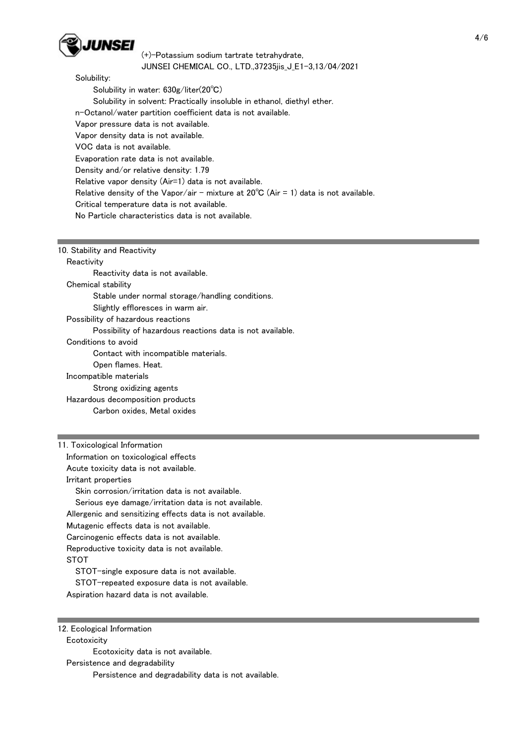Solubility:

Solubility in water: 630g/liter(20℃)

Solubility in solvent: Practically insoluble in ethanol, diethyl ether.

n-Octanol/water partition coefficient data is not available.

Vapor pressure data is not available.

Vapor density data is not available.

VOC data is not available.

Evaporation rate data is not available.

Density and/or relative density: 1.79

Relative vapor density (Air=1) data is not available.

Relative density of the Vapor/air - mixture at 20℃ (Air = 1) data is not available.

Critical temperature data is not available.

No Particle characteristics data is not available.

## 10. Stability and Reactivity

**Reactivity**

Reactivity data is not available.

**Chemical stability**

Stable under normal storage/handling conditions.

Slightly effloresces in warm air.

**Possibility of hazardous reactions**

Possibility of hazardous reactions data is not available.

**Conditions to avoid**

Contact with incompatible materials.

Open flames. Heat.

**Incompatible materials**

Strong oxidizing agents

**Hazardous decomposition products**

Carbon oxides, Metal oxides

## 11. Toxicological Information

Information on toxicological effects

Acute toxicity data is not available.

Irritant properties

Skin corrosion/irritation data is not available.

Serious eye damage/irritation data is not available.

Allergenic and sensitizing effects data is not available.

Mutagenic effects data is not available.

Carcinogenic effects data is not available.

Reproductive toxicity data is not available.

STOT

STOT-single exposure data is not available.

STOT-repeated exposure data is not available.

Aspiration hazard data is not available.

## 12. Ecological Information

**Ecotoxicity**

Ecotoxicity data is not available.

**Persistence and degradability**

Persistence and degradability data is not available.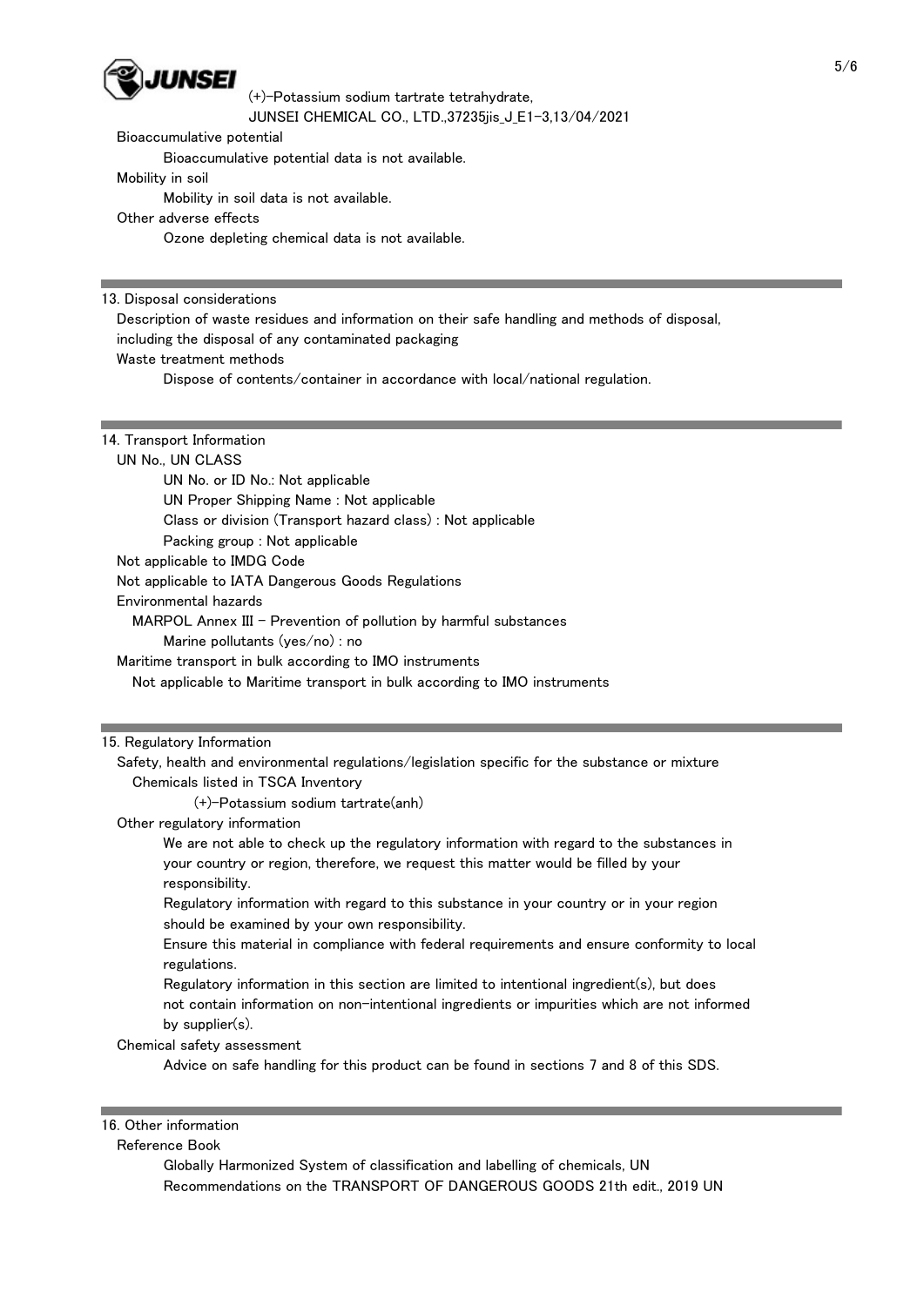Bioaccumulative potential

Bioaccumulative potential data is not available.

Mobility in soil

Mobility in soil data is not available.

Other adverse effects

Ozone depleting chemical data is not available.

## 13. Disposal considerations

Description of waste residues and information on their safe handling and methods of disposal, including the disposal of any contaminated packaging

Waste treatment methods

Dispose of contents/container in accordance with local/national regulation.

## 14. Transport Information

UN No., UN CLASS

UN No. or ID No.: Not applicable

UN Proper Shipping Name : Not applicable

Class or division (Transport hazard class) : Not applicable

Packing group : Not applicable

Not applicable to IMDG Code

Not applicable to IATA Dangerous Goods Regulations

Environmental hazards

MARPOL Annex III - Prevention of pollution by harmful substances

Marine pollutants (yes/no) : no

Maritime transport in bulk according to IMO instruments

Not applicable to Maritime transport in bulk according to IMO instruments

## 15. Regulatory Information

Safety, health and environmental regulations/legislation specific for the substance or mixture

Chemicals listed in TSCA Inventory

(+)-Potassium sodium tartrate(anh)

Other regulatory information

We are not able to check up the regulatory information with regard to the substances in your country or region, therefore, we request this matter would be filled by your responsibility.

Regulatory information with regard to this substance in your country or in your region should be examined by your own responsibility.

Ensure this material in compliance with federal requirements and ensure conformity to local regulations.

Regulatory information in this section are limited to intentional ingredient(s), but does not contain information on non-intentional ingredients or impurities which are not informed by supplier(s).

Chemical safety assessment

Advice on safe handling for this product can be found in sections 7 and 8 of this SDS.

## 16. Other information

Reference Book

Globally Harmonized System of classification and labelling of chemicals, UN

Recommendations on the TRANSPORT OF DANGEROUS GOODS 21th edit., 2019 UN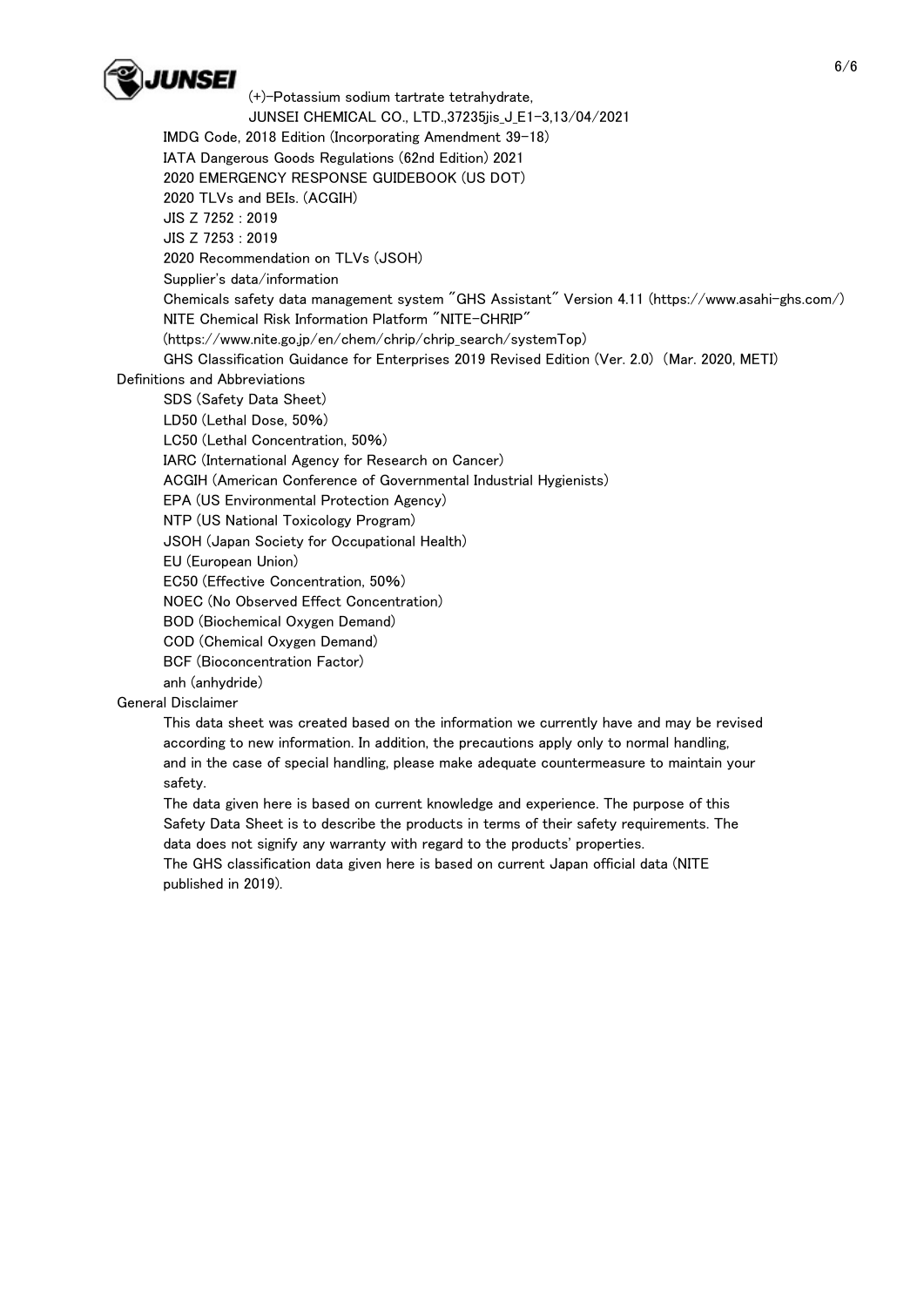IMDG Code, 2018 Edition (Incorporating Amendment 39-18)
IATA Dangerous Goods Regulations (62nd Edition) 2021
2020 EMERGENCY RESPONSE GUIDEBOOK (US DOT)
2020 TLVs and BEIs. (ACGIH)
JIS Z 7252 : 2019
JIS Z 7253 : 2019
2020 Recommendation on TLVs (JSOH)
Supplier's data/information
Chemicals safety data management system "GHS Assistant" Version 4.11 (https://www.asahi-ghs.com/)
NITE Chemical Risk Information Platform "NITE-CHRIP"
(https://www.nite.go.jp/en/chem/chrip/chrip_search/systemTop)
GHS Classification Guidance for Enterprises 2019 Revised Edition (Ver. 2.0) (Mar. 2020, METI)

Definitions and Abbreviations

SDS (Safety Data Sheet)
LD50 (Lethal Dose, 50%)
LC50 (Lethal Concentration, 50%)
IARC (International Agency for Research on Cancer)
ACGIH (American Conference of Governmental Industrial Hygienists)
EPA (US Environmental Protection Agency)
NTP (US National Toxicology Program)
JSOH (Japan Society for Occupational Health)
EU (European Union)
EC50 (Effective Concentration, 50%)
NOEC (No Observed Effect Concentration)
BOD (Biochemical Oxygen Demand)
COD (Chemical Oxygen Demand)
BCF (Bioconcentration Factor)
anh (anhydride)

General Disclaimer

This data sheet was created based on the information we currently have and may be revised according to new information. In addition, the precautions apply only to normal handling, and in the case of special handling, please make adequate countermeasure to maintain your safety.
The data given here is based on current knowledge and experience. The purpose of this Safety Data Sheet is to describe the products in terms of their safety requirements. The data does not signify any warranty with regard to the products' properties.
The GHS classification data given here is based on current Japan official data (NITE published in 2019).